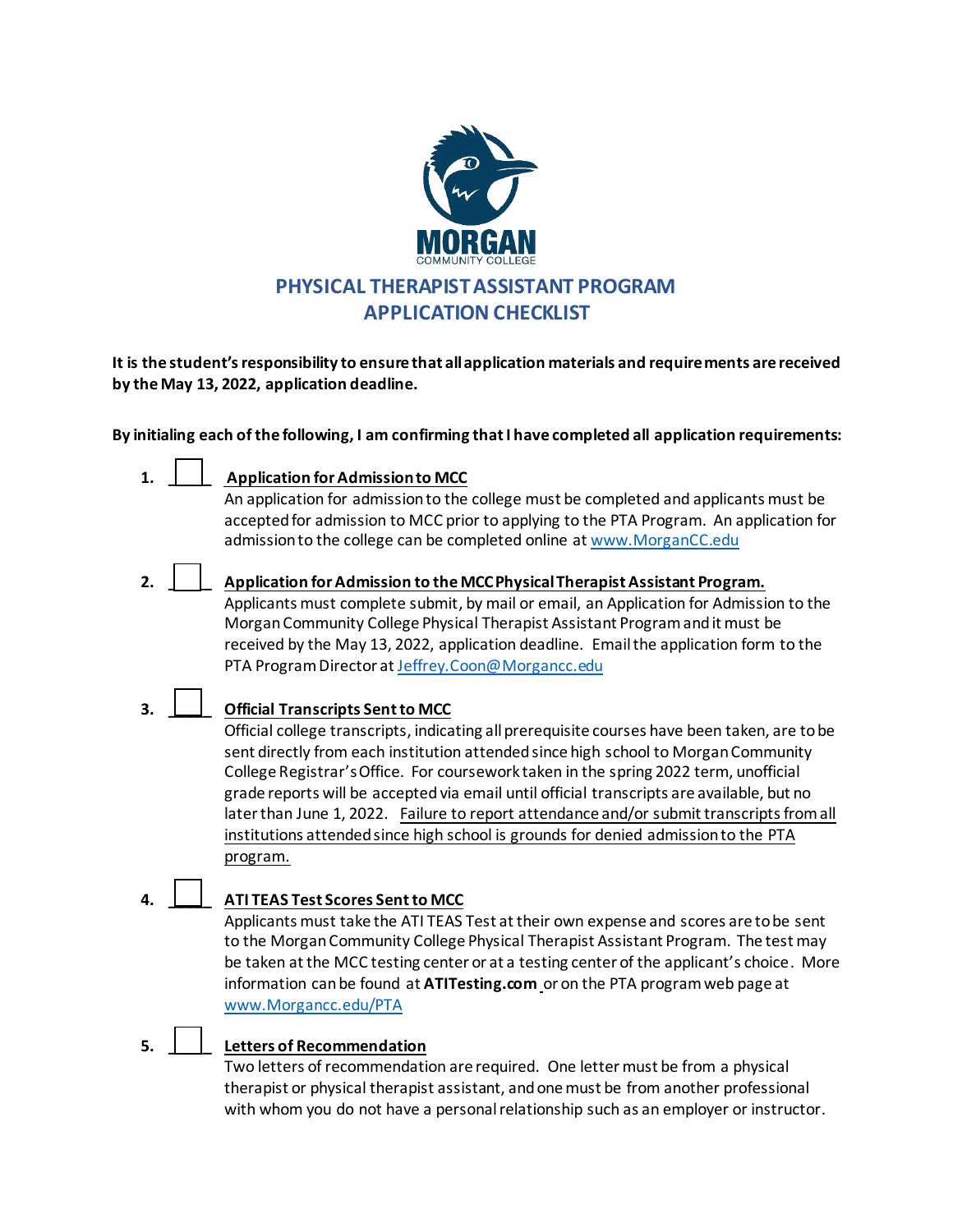MORGAN
COMMUNITY COLLEGE

# PHYSICAL THERAPIST ASSISTANT PROGRAM
# APPLICATION CHECKLIST

**It is the student's responsibility to ensure that all application materials and requirements are received by the May 13, 2022, application deadline.**

**By initialing each of the following, I am confirming that I have completed all application requirements:**

1. ____ **Application for Admission to MCC**
   An application for admission to the college must be completed and applicants must be accepted for admission to MCC prior to applying to the PTA Program. An application for admission to the college can be completed online at www.MorganCC.edu

2. ____ **Application for Admission to the MCC Physical Therapist Assistant Program.**
   Applicants must complete submit, by mail or email, an Application for Admission to the Morgan Community College Physical Therapist Assistant Program and it must be received by the May 13, 2022, application deadline. Email the application form to the PTA Program Director at Jeffrey.Coon@Morgancc.edu

3. ____ **Official Transcripts Sent to MCC**
   Official college transcripts, indicating all prerequisite courses have been taken, are to be sent directly from each institution attended since high school to Morgan Community College Registrar's Office. For coursework taken in the spring 2022 term, unofficial grade reports will be accepted via email until official transcripts are available, but no later than June 1, 2022. Failure to report attendance and/or submit transcripts from all institutions attended since high school is grounds for denied admission to the PTA program.

4. ____ **ATI TEAS Test Scores Sent to MCC**
   Applicants must take the ATI TEAS Test at their own expense and scores are to be sent to the Morgan Community College Physical Therapist Assistant Program. The test may be taken at the MCC testing center or at a testing center of the applicant's choice. More information can be found at **ATITesting.com** or on the PTA program web page at www.Morgancc.edu/PTA

5. ____ **Letters of Recommendation**
   Two letters of recommendation are required. One letter must be from a physical therapist or physical therapist assistant, and one must be from another professional with whom you do not have a personal relationship such as an employer or instructor.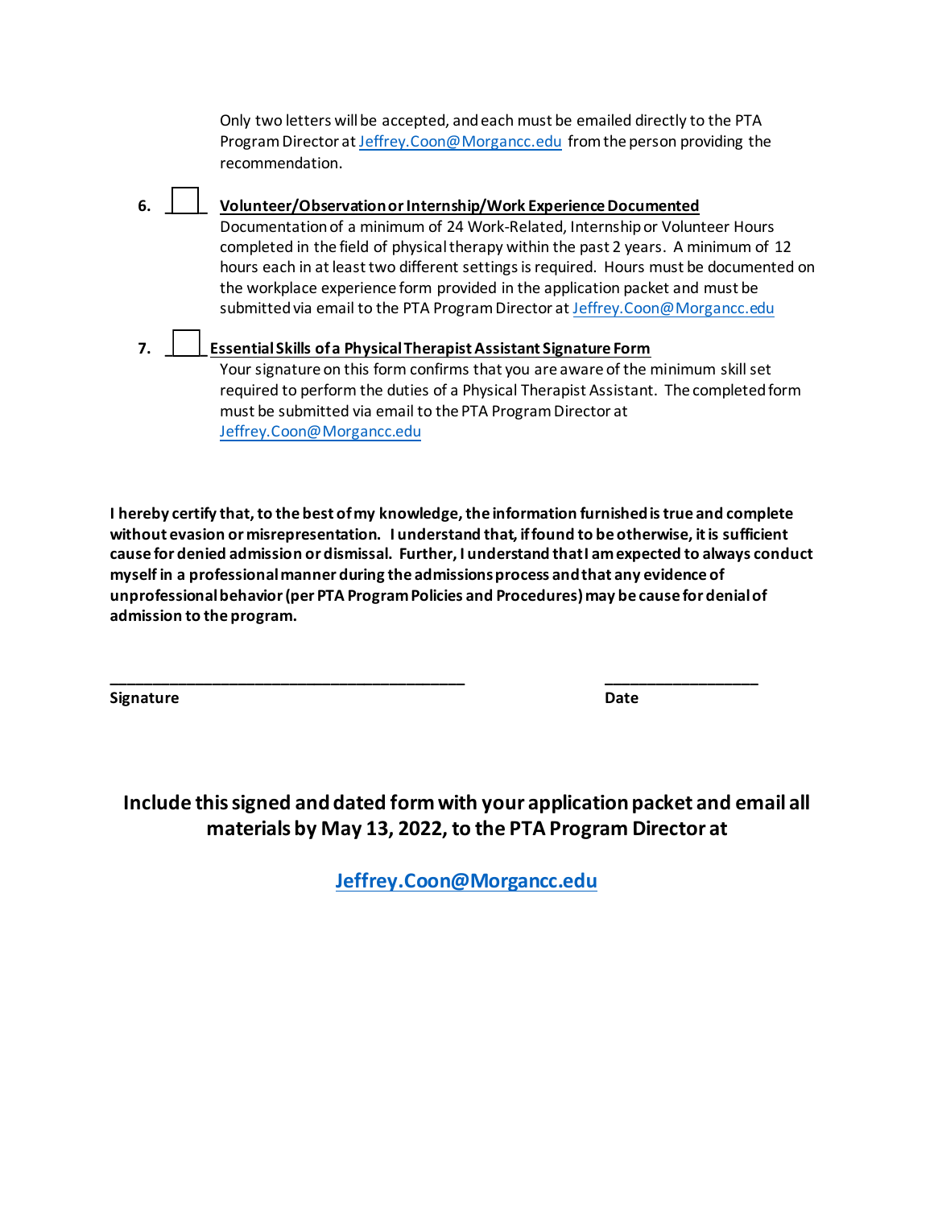Only two letters will be accepted, and each must be emailed directly to the PTA Program Director at Jeffrey.Coon@Morgancc.edu from the person providing the recommendation.

6. ☐ **Volunteer/Observation or Internship/Work Experience Documented**

   Documentation of a minimum of 24 Work-Related, Internship or Volunteer Hours completed in the field of physical therapy within the past 2 years. A minimum of 12 hours each in at least two different settings is required. Hours must be documented on the workplace experience form provided in the application packet and must be submitted via email to the PTA Program Director at Jeffrey.Coon@Morgancc.edu

7. ☐ **Essential Skills of a Physical Therapist Assistant Signature Form**

   Your signature on this form confirms that you are aware of the minimum skill set required to perform the duties of a Physical Therapist Assistant. The completed form must be submitted via email to the PTA Program Director at Jeffrey.Coon@Morgancc.edu

**I hereby certify that, to the best of my knowledge, the information furnished is true and complete without evasion or misrepresentation. I understand that, if found to be otherwise, it is sufficient cause for denied admission or dismissal. Further, I understand that I am expected to always conduct myself in a professional manner during the admissions process and that any evidence of unprofessional behavior (per PTA Program Policies and Procedures) may be cause for denial of admission to the program.**

\_\_\_\_\_\_\_\_\_\_\_\_\_\_\_\_\_\_\_\_\_\_\_\_\_\_\_\_\_\_\_\_\_\_\_\_\_\_\_\_ \_\_\_\_\_\_\_\_\_\_\_\_\_\_\_\_\_\_

**Signature** **Date**

**Include this signed and dated form with your application packet and email all materials by May 13, 2022, to the PTA Program Director at**

**Jeffrey.Coon@Morgancc.edu**